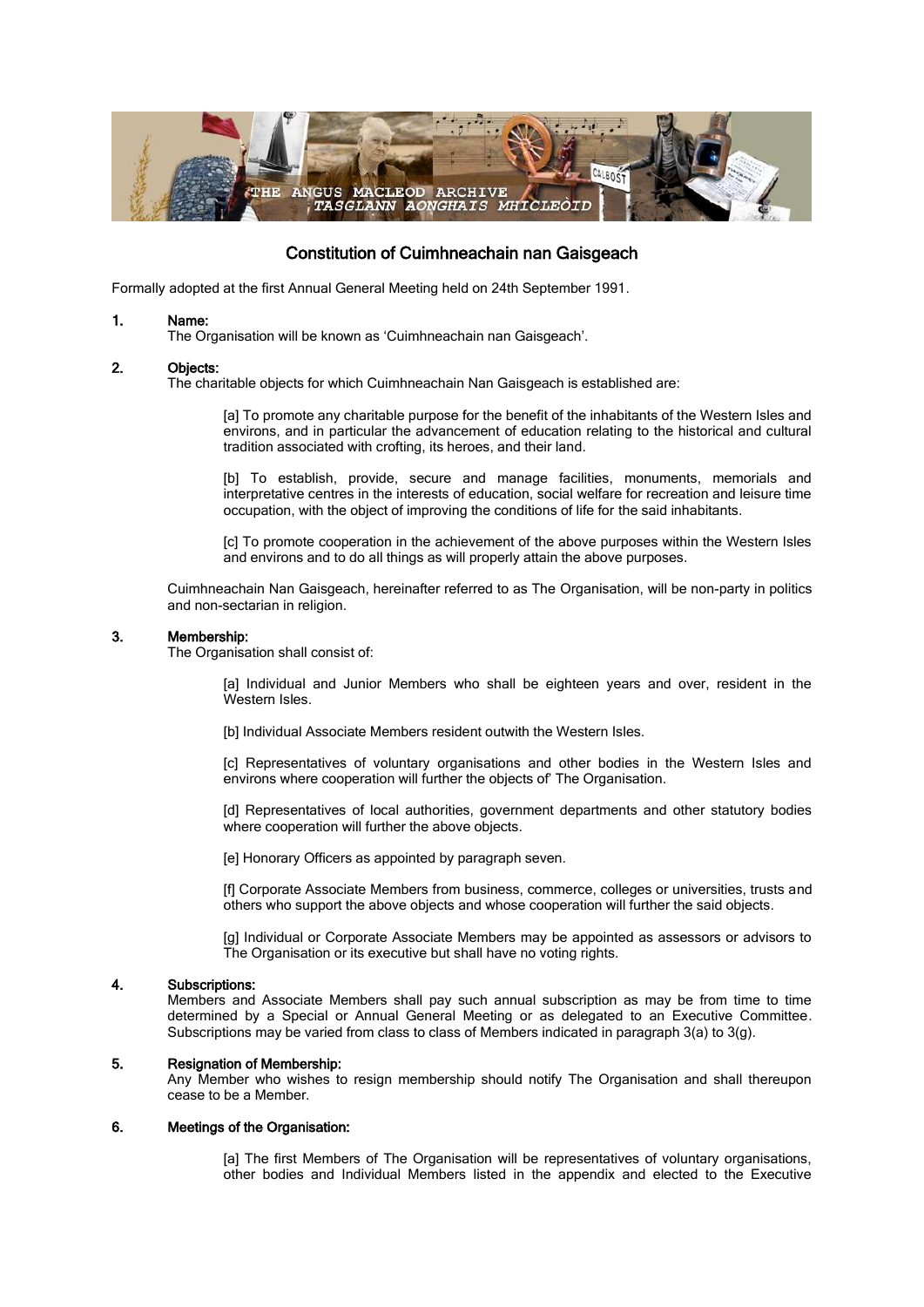# Constitution of Cuimhneachain nan Gaisgeach

Formally adopted at the first Annual General Meeting held on 24th September 1991.

**1. Name:**

The Organisation will be known as 'Cuimhneachain nan Gaisgeach'.

**2. Objects:**

The charitable objects for which Cuimhneachain Nan Gaisgeach is established are:

[a] To promote any charitable purpose for the benefit of the inhabitants of the Western Isles and environs, and in particular the advancement of education relating to the historical and cultural tradition associated with crofting, its heroes, and their land.

[b] To establish, provide, secure and manage facilities, monuments, memorials and interpretative centres in the interests of education, social welfare for recreation and leisure time occupation, with the object of improving the conditions of life for the said inhabitants.

[c] To promote cooperation in the achievement of the above purposes within the Western Isles and environs and to do all things as will properly attain the above purposes.

Cuimhneachain Nan Gaisgeach, hereinafter referred to as The Organisation, will be non-party in politics and non-sectarian in religion.

**3. Membership:**

The Organisation shall consist of:

[a] Individual and Junior Members who shall be eighteen years and over, resident in the Western Isles.

[b] Individual Associate Members resident outwith the Western Isles.

[c] Representatives of voluntary organisations and other bodies in the Western Isles and environs where cooperation will further the objects of' The Organisation.

[d] Representatives of local authorities, government departments and other statutory bodies where cooperation will further the above objects.

[e] Honorary Officers as appointed by paragraph seven.

[f] Corporate Associate Members from business, commerce, colleges or universities, trusts and others who support the above objects and whose cooperation will further the said objects.

[g] Individual or Corporate Associate Members may be appointed as assessors or advisors to The Organisation or its executive but shall have no voting rights.

**4. Subscriptions:**

Members and Associate Members shall pay such annual subscription as may be from time to time determined by a Special or Annual General Meeting or as delegated to an Executive Committee. Subscriptions may be varied from class to class of Members indicated in paragraph 3(a) to 3(g).

**5. Resignation of Membership:**

Any Member who wishes to resign membership should notify The Organisation and shall thereupon cease to be a Member.

**6. Meetings of the Organisation:**

[a] The first Members of The Organisation will be representatives of voluntary organisations, other bodies and Individual Members listed in the appendix and elected to the Executive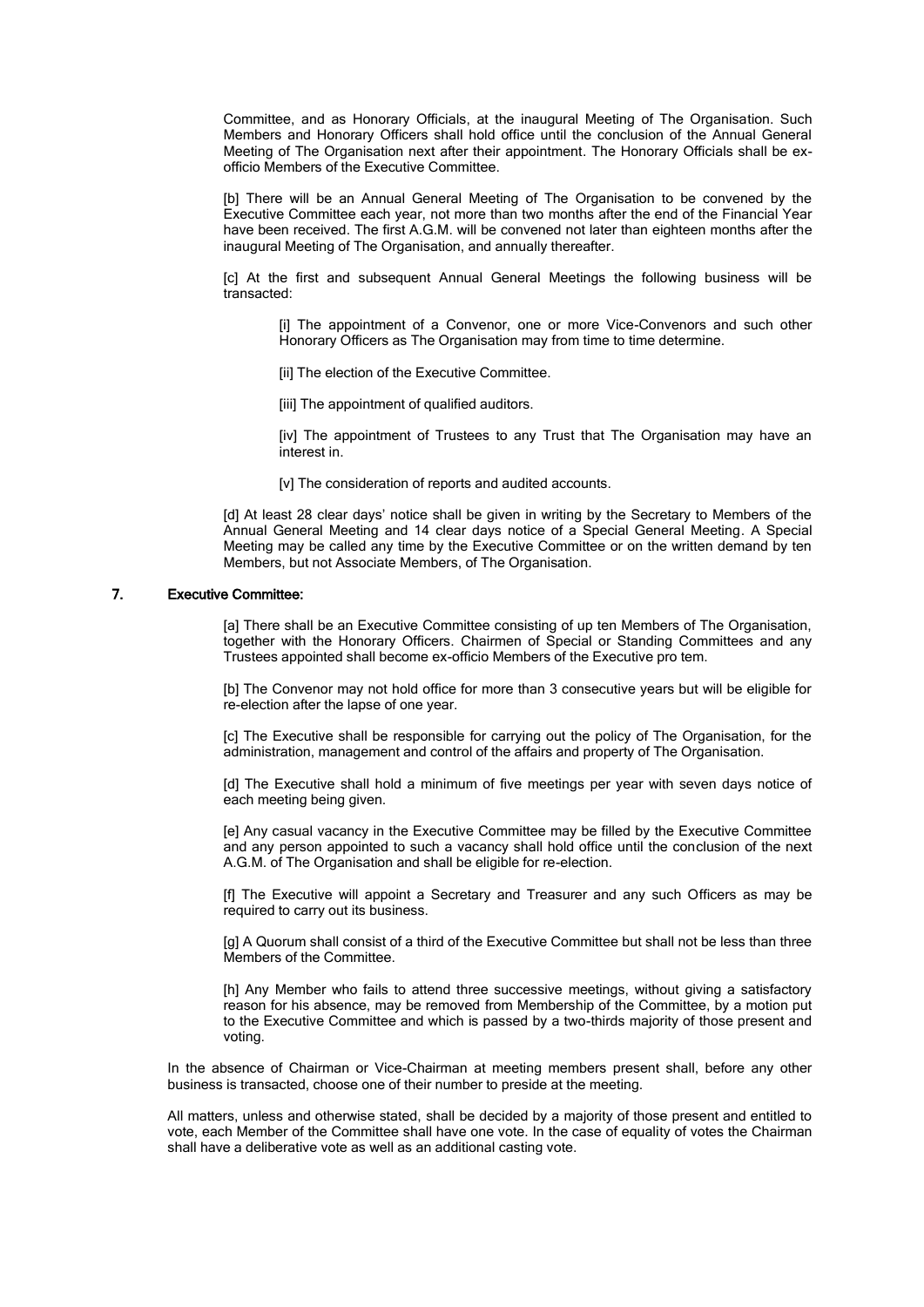Committee, and as Honorary Officials, at the inaugural Meeting of The Organisation. Such Members and Honorary Officers shall hold office until the conclusion of the Annual General Meeting of The Organisation next after their appointment. The Honorary Officials shall be ex-officio Members of the Executive Committee.

[b] There will be an Annual General Meeting of The Organisation to be convened by the Executive Committee each year, not more than two months after the end of the Financial Year have been received. The first A.G.M. will be convened not later than eighteen months after the inaugural Meeting of The Organisation, and annually thereafter.

[c] At the first and subsequent Annual General Meetings the following business will be transacted:

> [i] The appointment of a Convenor, one or more Vice-Convenors and such other Honorary Officers as The Organisation may from time to time determine.
>
> [ii] The election of the Executive Committee.
>
> [iii] The appointment of qualified auditors.
>
> [iv] The appointment of Trustees to any Trust that The Organisation may have an interest in.
>
> [v] The consideration of reports and audited accounts.

[d] At least 28 clear days' notice shall be given in writing by the Secretary to Members of the Annual General Meeting and 14 clear days notice of a Special General Meeting. A Special Meeting may be called any time by the Executive Committee or on the written demand by ten Members, but not Associate Members, of The Organisation.

## 7. Executive Committee:

[a] There shall be an Executive Committee consisting of up ten Members of The Organisation, together with the Honorary Officers. Chairmen of Special or Standing Committees and any Trustees appointed shall become ex-officio Members of the Executive pro tem.

[b] The Convenor may not hold office for more than 3 consecutive years but will be eligible for re-election after the lapse of one year.

[c] The Executive shall be responsible for carrying out the policy of The Organisation, for the administration, management and control of the affairs and property of The Organisation.

[d] The Executive shall hold a minimum of five meetings per year with seven days notice of each meeting being given.

[e] Any casual vacancy in the Executive Committee may be filled by the Executive Committee and any person appointed to such a vacancy shall hold office until the conclusion of the next A.G.M. of The Organisation and shall be eligible for re-election.

[f] The Executive will appoint a Secretary and Treasurer and any such Officers as may be required to carry out its business.

[g] A Quorum shall consist of a third of the Executive Committee but shall not be less than three Members of the Committee.

[h] Any Member who fails to attend three successive meetings, without giving a satisfactory reason for his absence, may be removed from Membership of the Committee, by a motion put to the Executive Committee and which is passed by a two-thirds majority of those present and voting.

In the absence of Chairman or Vice-Chairman at meeting members present shall, before any other business is transacted, choose one of their number to preside at the meeting.

All matters, unless and otherwise stated, shall be decided by a majority of those present and entitled to vote, each Member of the Committee shall have one vote. In the case of equality of votes the Chairman shall have a deliberative vote as well as an additional casting vote.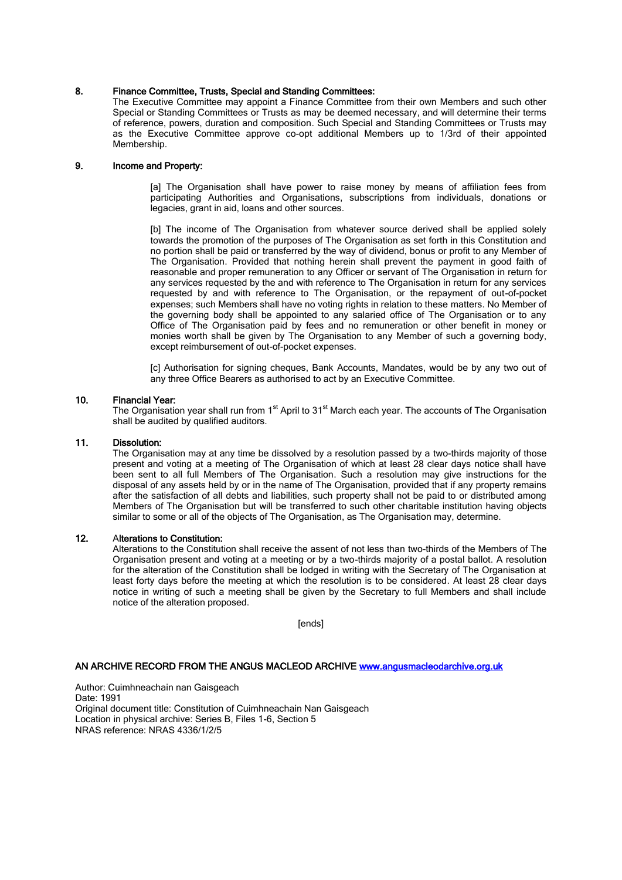### 8. Finance Committee, Trusts, Special and Standing Committees:

The Executive Committee may appoint a Finance Committee from their own Members and such other Special or Standing Committees or Trusts as may be deemed necessary, and will determine their terms of reference, powers, duration and composition. Such Special and Standing Committees or Trusts may as the Executive Committee approve co-opt additional Members up to 1/3rd of their appointed Membership.

### 9. Income and Property:

[a] The Organisation shall have power to raise money by means of affiliation fees from participating Authorities and Organisations, subscriptions from individuals, donations or legacies, grant in aid, loans and other sources.

[b] The income of The Organisation from whatever source derived shall be applied solely towards the promotion of the purposes of The Organisation as set forth in this Constitution and no portion shall be paid or transferred by the way of dividend, bonus or profit to any Member of The Organisation. Provided that nothing herein shall prevent the payment in good faith of reasonable and proper remuneration to any Officer or servant of The Organisation in return for any services requested by the and with reference to The Organisation in return for any services requested by and with reference to The Organisation, or the repayment of out-of-pocket expenses; such Members shall have no voting rights in relation to these matters. No Member of the governing body shall be appointed to any salaried office of The Organisation or to any Office of The Organisation paid by fees and no remuneration or other benefit in money or monies worth shall be given by The Organisation to any Member of such a governing body, except reimbursement of out-of-pocket expenses.

[c] Authorisation for signing cheques, Bank Accounts, Mandates, would be by any two out of any three Office Bearers as authorised to act by an Executive Committee.

### 10. Financial Year:

The Organisation year shall run from 1st April to 31st March each year. The accounts of The Organisation shall be audited by qualified auditors.

### 11. Dissolution:

The Organisation may at any time be dissolved by a resolution passed by a two-thirds majority of those present and voting at a meeting of The Organisation of which at least 28 clear days notice shall have been sent to all full Members of The Organisation. Such a resolution may give instructions for the disposal of any assets held by or in the name of The Organisation, provided that if any property remains after the satisfaction of all debts and liabilities, such property shall not be paid to or distributed among Members of The Organisation but will be transferred to such other charitable institution having objects similar to some or all of the objects of The Organisation, as The Organisation may, determine.

### 12. Alterations to Constitution:

Alterations to the Constitution shall receive the assent of not less than two-thirds of the Members of The Organisation present and voting at a meeting or by a two-thirds majority of a postal ballot. A resolution for the alteration of the Constitution shall be lodged in writing with the Secretary of The Organisation at least forty days before the meeting at which the resolution is to be considered. At least 28 clear days notice in writing of such a meeting shall be given by the Secretary to full Members and shall include notice of the alteration proposed.

[ends]

**AN ARCHIVE RECORD FROM THE ANGUS MACLEOD ARCHIVE www.angusmacleodarchive.org.uk**

Author: Cuimhneachain nan Gaisgeach
Date: 1991
Original document title: Constitution of Cuimhneachain Nan Gaisgeach
Location in physical archive: Series B, Files 1-6, Section 5
NRAS reference: NRAS 4336/1/2/5